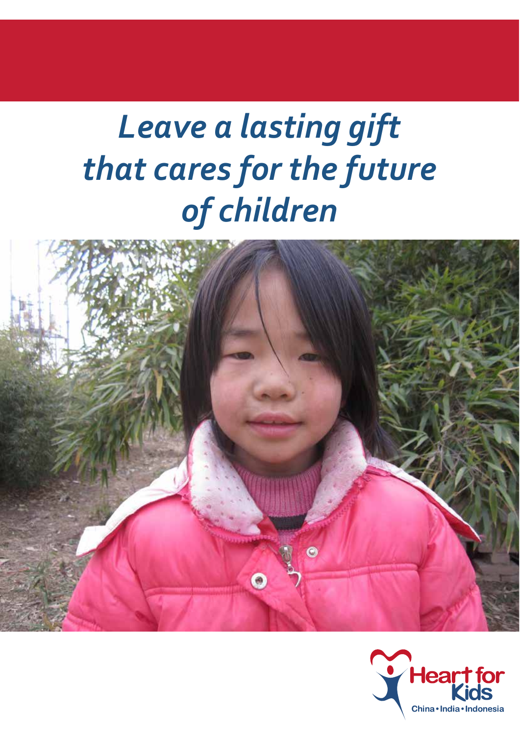# *Leave a lasting gift that cares for the future of children*

Heart for Kids

China • India • Indonesia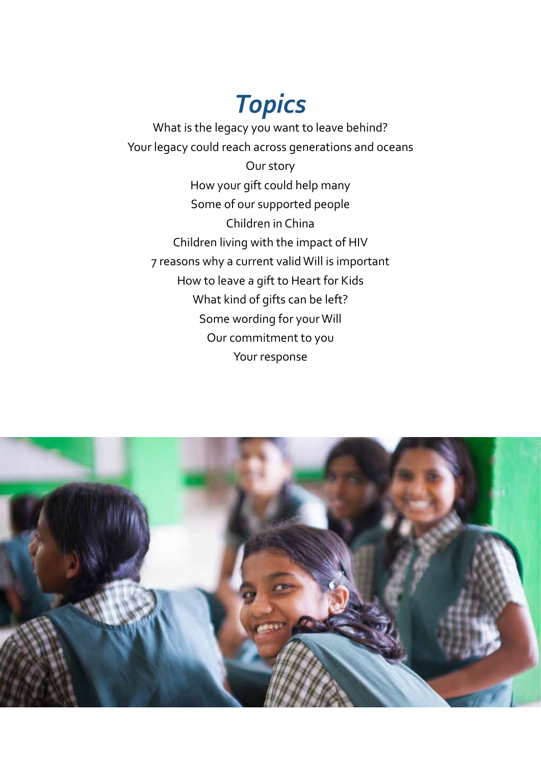# *Topics*

What is the legacy you want to leave behind?

Your legacy could reach across generations and oceans

Our story

How your gift could help many

Some of our supported people

Children in China

Children living with the impact of HIV

7 reasons why a current valid Will is important

How to leave a gift to Heart for Kids

What kind of gifts can be left?

Some wording for your Will

Our commitment to you

Your response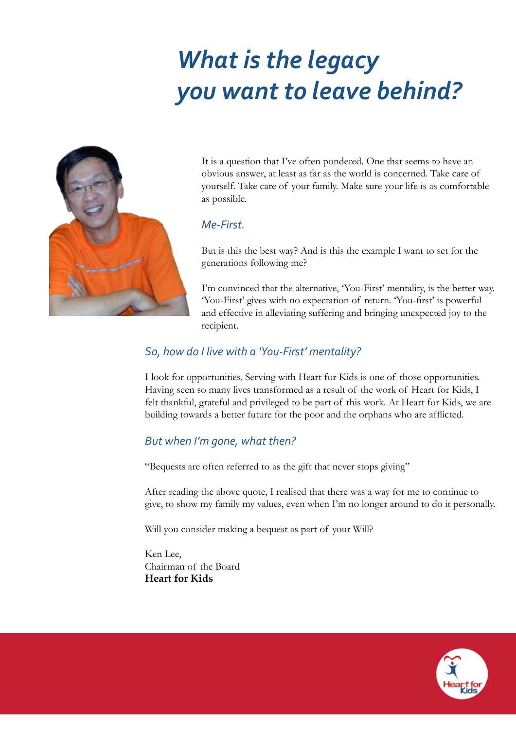# *What is the legacy you want to leave behind?*

It is a question that I've often pondered. One that seems to have an obvious answer, at least as far as the world is concerned. Take care of yourself. Take care of your family. Make sure your life is as comfortable as possible.

*Me-First.*

But is this the best way? And is this the example I want to set for the generations following me?

I'm convinced that the alternative, 'You-First' mentality, is the better way. 'You-First' gives with no expectation of return. 'You-first' is powerful and effective in alleviating suffering and bringing unexpected joy to the recipient.

### *So, how do I live with a 'You-First' mentality?*

I look for opportunities. Serving with Heart for Kids is one of those opportunities. Having seen so many lives transformed as a result of the work of Heart for Kids, I felt thankful, grateful and privileged to be part of this work. At Heart for Kids, we are building towards a better future for the poor and the orphans who are afflicted.

### *But when I'm gone, what then?*

"Bequests are often referred to as the gift that never stops giving"

After reading the above quote, I realised that there was a way for me to continue to give, to show my family my values, even when I'm no longer around to do it personally.

Will you consider making a bequest as part of your Will?

Ken Lee,
Chairman of the Board
**Heart for Kids**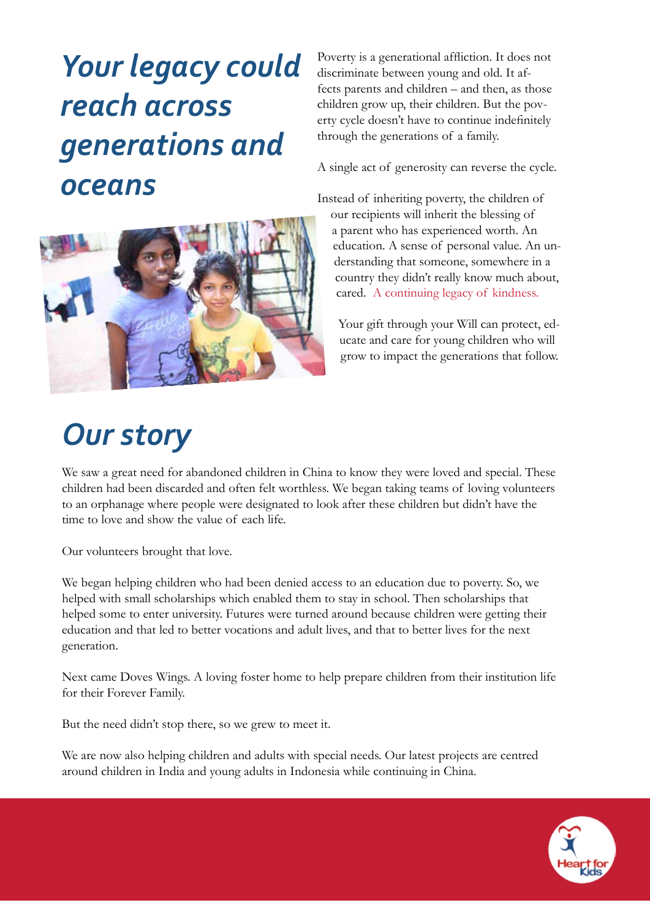# *Your legacy could reach across generations and oceans*

Poverty is a generational affliction. It does not discriminate between young and old. It affects parents and children – and then, as those children grow up, their children. But the poverty cycle doesn't have to continue indefinitely through the generations of a family.

A single act of generosity can reverse the cycle.

Instead of inheriting poverty, the children of our recipients will inherit the blessing of a parent who has experienced worth. An education. A sense of personal value. An understanding that someone, somewhere in a country they didn't really know much about, cared. A continuing legacy of kindness.

Your gift through your Will can protect, educate and care for young children who will grow to impact the generations that follow.

# *Our story*

We saw a great need for abandoned children in China to know they were loved and special. These children had been discarded and often felt worthless. We began taking teams of loving volunteers to an orphanage where people were designated to look after these children but didn't have the time to love and show the value of each life.

Our volunteers brought that love.

We began helping children who had been denied access to an education due to poverty. So, we helped with small scholarships which enabled them to stay in school. Then scholarships that helped some to enter university. Futures were turned around because children were getting their education and that led to better vocations and adult lives, and that to better lives for the next generation.

Next came Doves Wings. A loving foster home to help prepare children from their institution life for their Forever Family.

But the need didn't stop there, so we grew to meet it.

We are now also helping children and adults with special needs. Our latest projects are centred around children in India and young adults in Indonesia while continuing in China.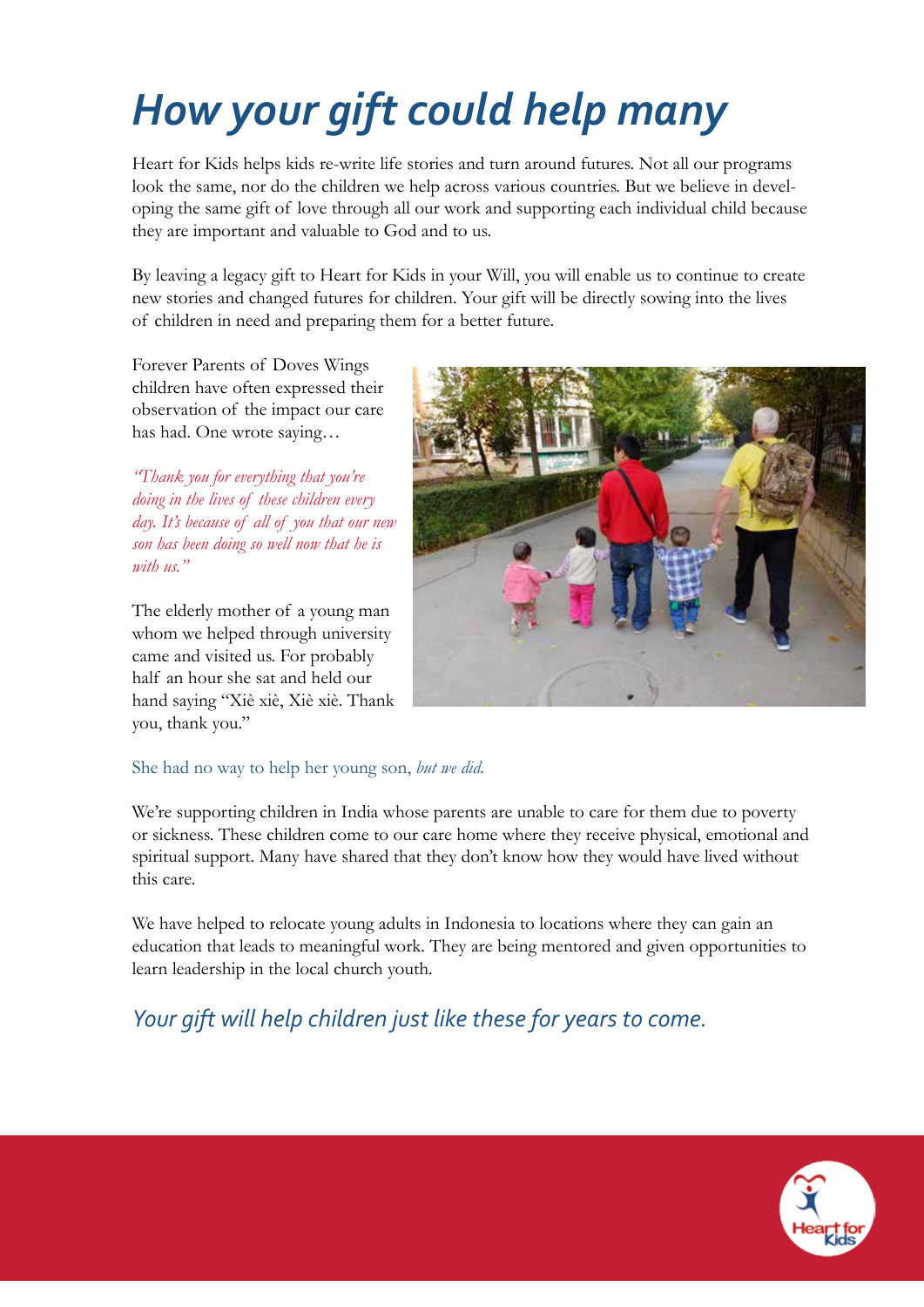# *How your gift could help many*

Heart for Kids helps kids re-write life stories and turn around futures. Not all our programs look the same, nor do the children we help across various countries. But we believe in developing the same gift of love through all our work and supporting each individual child because they are important and valuable to God and to us.

By leaving a legacy gift to Heart for Kids in your Will, you will enable us to continue to create new stories and changed futures for children. Your gift will be directly sowing into the lives of children in need and preparing them for a better future.

Forever Parents of Doves Wings children have often expressed their observation of the impact our care has had. One wrote saying…

*"Thank you for everything that you're doing in the lives of these children every day. It's because of all of you that our new son has been doing so well now that he is with us."*

The elderly mother of a young man whom we helped through university came and visited us. For probably half an hour she sat and held our hand saying "Xiè xiè, Xiè xiè. Thank you, thank you."

She had no way to help her young son, *but we did.*

We're supporting children in India whose parents are unable to care for them due to poverty or sickness. These children come to our care home where they receive physical, emotional and spiritual support. Many have shared that they don't know how they would have lived without this care.

We have helped to relocate young adults in Indonesia to locations where they can gain an education that leads to meaningful work. They are being mentored and given opportunities to learn leadership in the local church youth.

*Your gift will help children just like these for years to come.*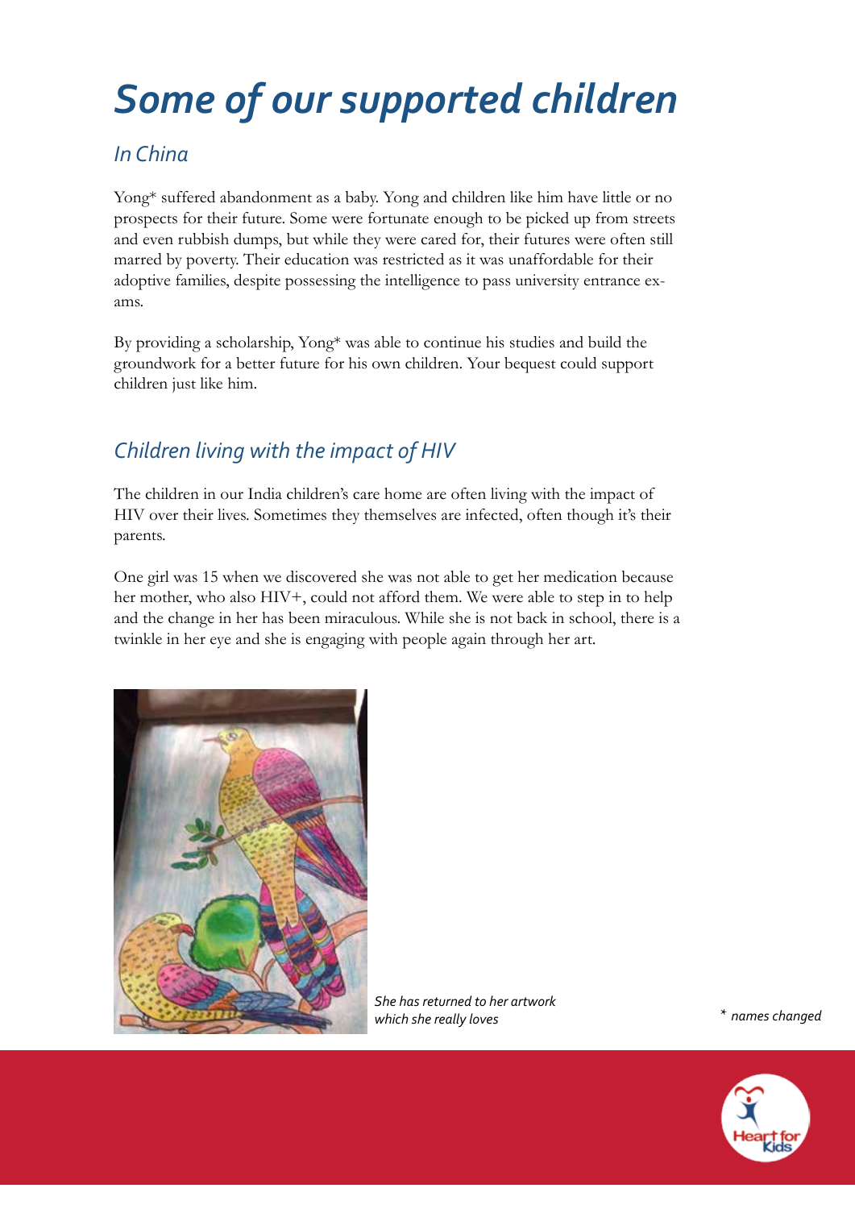# *Some of our supported children*

## *In China*

Yong* suffered abandonment as a baby. Yong and children like him have little or no prospects for their future. Some were fortunate enough to be picked up from streets and even rubbish dumps, but while they were cared for, their futures were often still marred by poverty. Their education was restricted as it was unaffordable for their adoptive families, despite possessing the intelligence to pass university entrance exams.

By providing a scholarship, Yong* was able to continue his studies and build the groundwork for a better future for his own children. Your bequest could support children just like him.

## *Children living with the impact of HIV*

The children in our India children's care home are often living with the impact of HIV over their lives. Sometimes they themselves are infected, often though it's their parents.

One girl was 15 when we discovered she was not able to get her medication because her mother, who also HIV+, could not afford them. We were able to step in to help and the change in her has been miraculous. While she is not back in school, there is a twinkle in her eye and she is engaging with people again through her art.

*She has returned to her artwork which she really loves*

*\* names changed*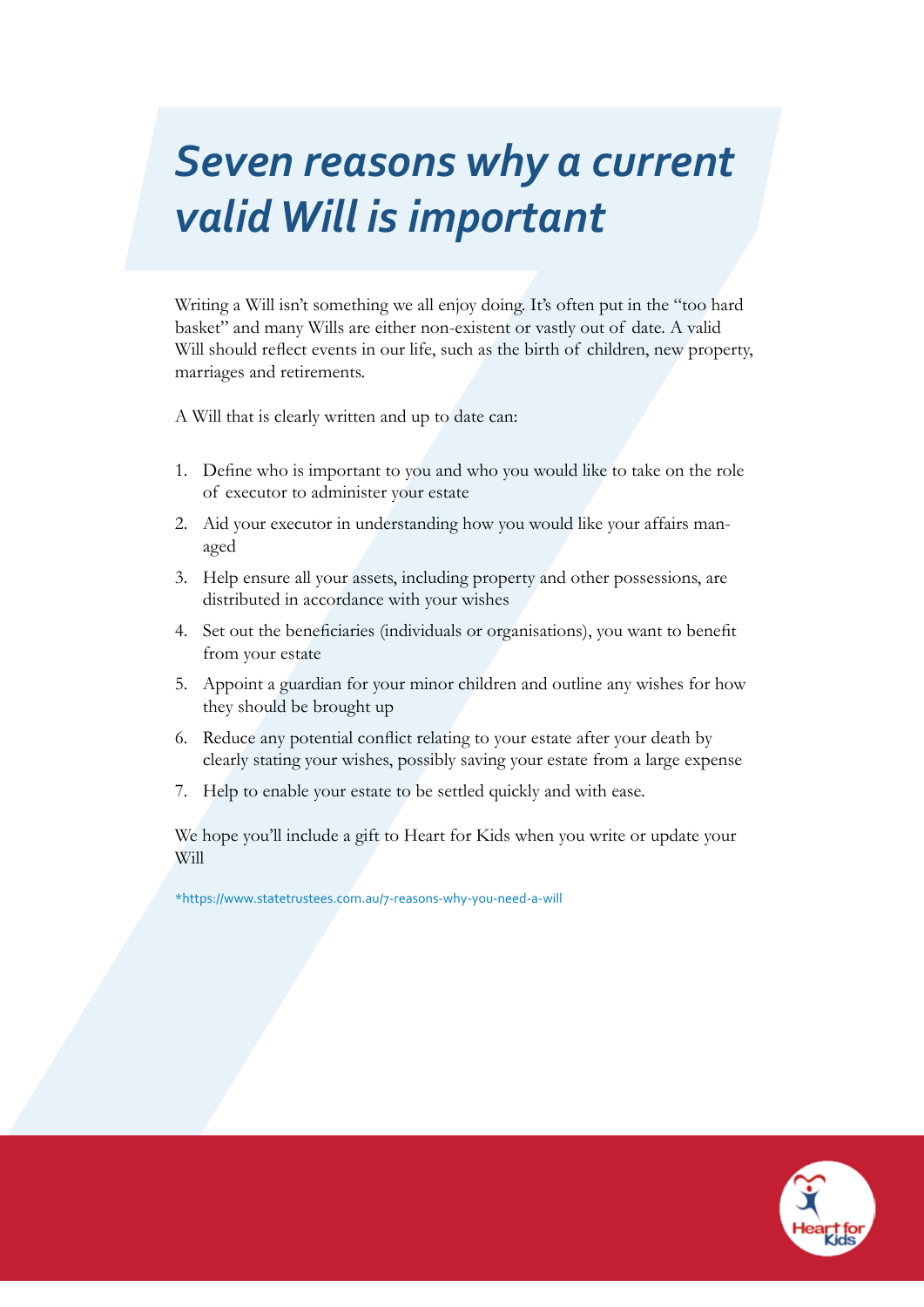# Seven reasons why a current valid Will is important

Writing a Will isn't something we all enjoy doing. It's often put in the "too hard basket" and many Wills are either non-existent or vastly out of date. A valid Will should reflect events in our life, such as the birth of children, new property, marriages and retirements.

A Will that is clearly written and up to date can:

1. Define who is important to you and who you would like to take on the role of executor to administer your estate
2. Aid your executor in understanding how you would like your affairs managed
3. Help ensure all your assets, including property and other possessions, are distributed in accordance with your wishes
4. Set out the beneficiaries (individuals or organisations), you want to benefit from your estate
5. Appoint a guardian for your minor children and outline any wishes for how they should be brought up
6. Reduce any potential conflict relating to your estate after your death by clearly stating your wishes, possibly saving your estate from a large expense
7. Help to enable your estate to be settled quickly and with ease.

We hope you'll include a gift to Heart for Kids when you write or update your Will

*https://www.statetrustees.com.au/7-reasons-why-you-need-a-will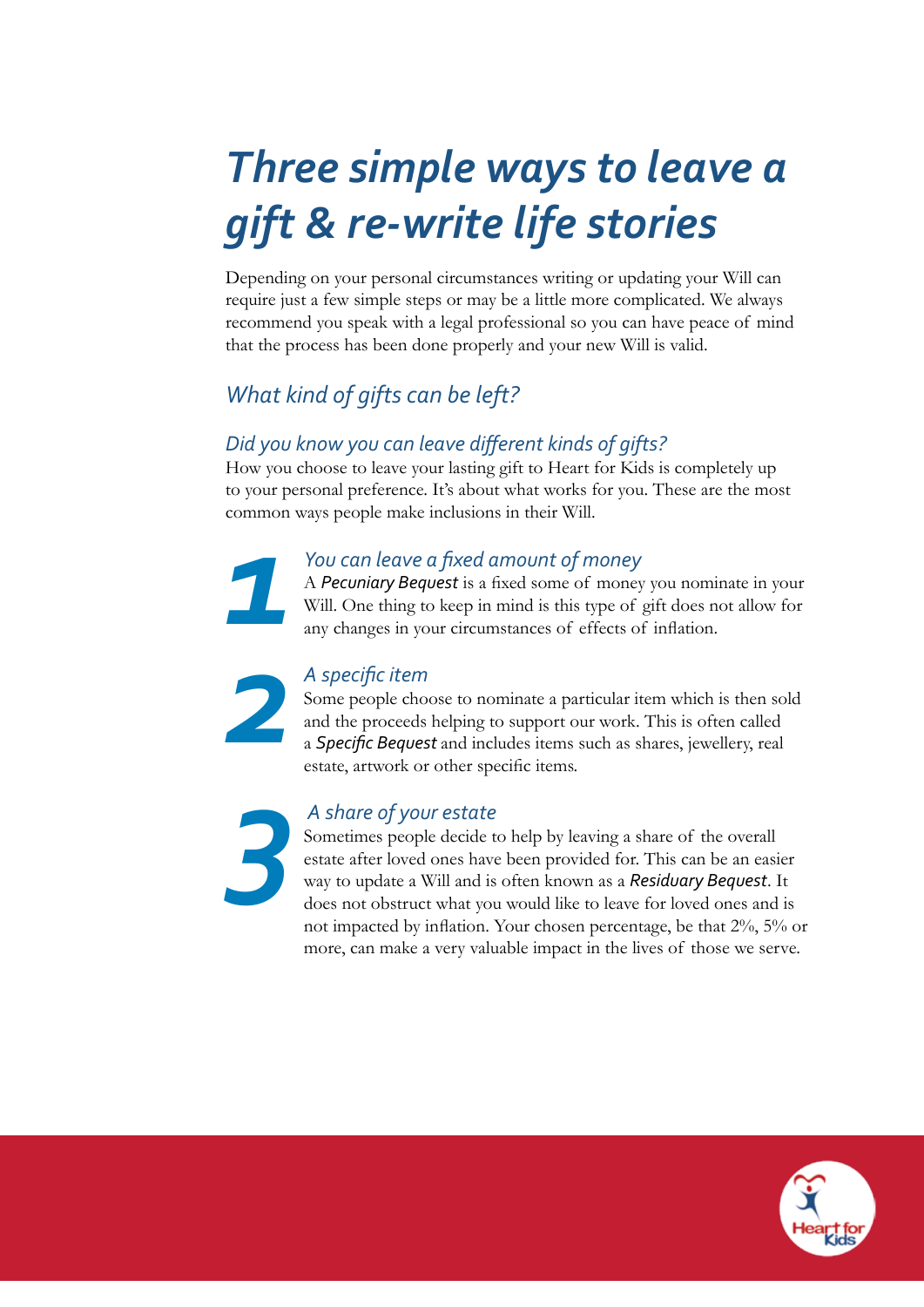// Three simple ways to leave a gift & re-write life stories

# *Three simple ways to leave a gift & re-write life stories*

Depending on your personal circumstances writing or updating your Will can require just a few simple steps or may be a little more complicated. We always recommend you speak with a legal professional so you can have peace of mind that the process has been done properly and your new Will is valid.

## *What kind of gifts can be left?*

### *Did you know you can leave different kinds of gifts?*

How you choose to leave your lasting gift to Heart for Kids is completely up to your personal preference. It's about what works for you. These are the most common ways people make inclusions in their Will.

**1**

### *You can leave a fixed amount of money*

A ***Pecuniary Bequest*** is a fixed some of money you nominate in your Will. One thing to keep in mind is this type of gift does not allow for any changes in your circumstances of effects of inflation.

**2**

### *A specific item*

Some people choose to nominate a particular item which is then sold and the proceeds helping to support our work. This is often called a ***Specific Bequest*** and includes items such as shares, jewellery, real estate, artwork or other specific items.

**3**

### *A share of your estate*

Sometimes people decide to help by leaving a share of the overall estate after loved ones have been provided for. This can be an easier way to update a Will and is often known as a ***Residuary Bequest***. It does not obstruct what you would like to leave for loved ones and is not impacted by inflation. Your chosen percentage, be that 2%, 5% or more, can make a very valuable impact in the lives of those we serve.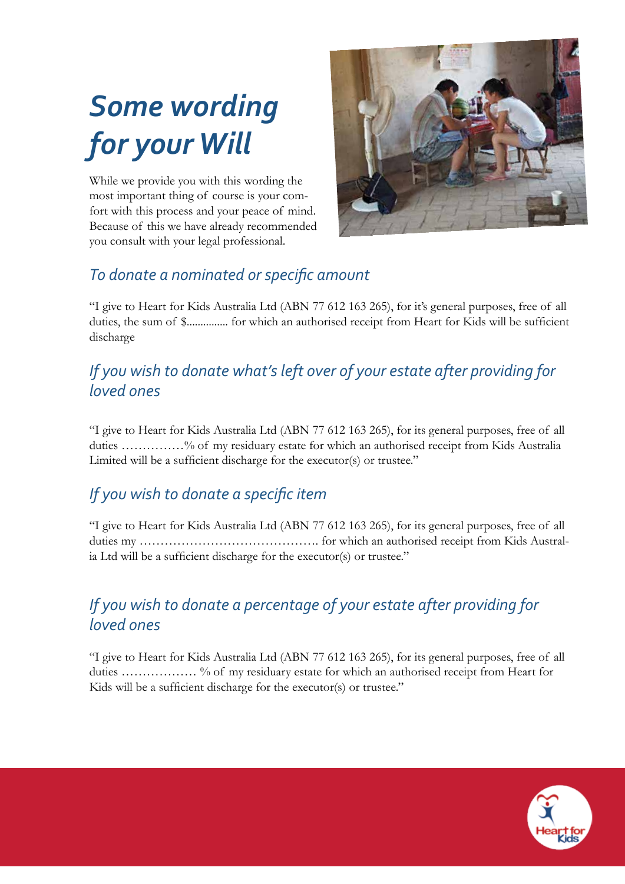# *Some wording for your Will*

While we provide you with this wording the most important thing of course is your comfort with this process and your peace of mind. Because of this we have already recommended you consult with your legal professional.

## *To donate a nominated or specific amount*

"I give to Heart for Kids Australia Ltd (ABN 77 612 163 265), for it's general purposes, free of all duties, the sum of $............... for which an authorised receipt from Heart for Kids will be sufficient discharge

## *If you wish to donate what's left over of your estate after providing for loved ones*

"I give to Heart for Kids Australia Ltd (ABN 77 612 163 265), for its general purposes, free of all duties ……………% of my residuary estate for which an authorised receipt from Kids Australia Limited will be a sufficient discharge for the executor(s) or trustee."

## *If you wish to donate a specific item*

"I give to Heart for Kids Australia Ltd (ABN 77 612 163 265), for its general purposes, free of all duties my ……………………………………. for which an authorised receipt from Kids Australia Ltd will be a sufficient discharge for the executor(s) or trustee."

## *If you wish to donate a percentage of your estate after providing for loved ones*

"I give to Heart for Kids Australia Ltd (ABN 77 612 163 265), for its general purposes, free of all duties ……………… % of my residuary estate for which an authorised receipt from Heart for Kids will be a sufficient discharge for the executor(s) or trustee."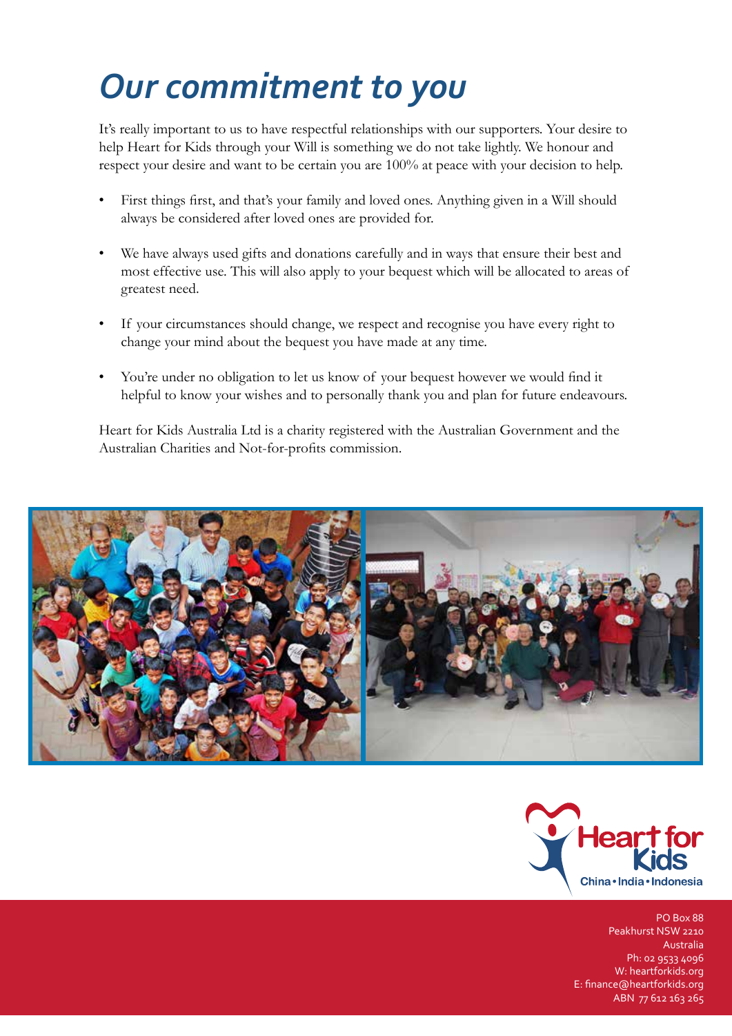# *Our commitment to you*

It's really important to us to have respectful relationships with our supporters. Your desire to help Heart for Kids through your Will is something we do not take lightly. We honour and respect your desire and want to be certain you are 100% at peace with your decision to help.

- First things first, and that's your family and loved ones. Anything given in a Will should always be considered after loved ones are provided for.
- We have always used gifts and donations carefully and in ways that ensure their best and most effective use. This will also apply to your bequest which will be allocated to areas of greatest need.
- If your circumstances should change, we respect and recognise you have every right to change your mind about the bequest you have made at any time.
- You're under no obligation to let us know of your bequest however we would find it helpful to know your wishes and to personally thank you and plan for future endeavours.

Heart for Kids Australia Ltd is a charity registered with the Australian Government and the Australian Charities and Not-for-profits commission.

Heart for Kids
China • India • Indonesia

PO Box 88
Peakhurst NSW 2210
Australia
Ph: 02 9533 4096
W: heartforkids.org
E: finance@heartforkids.org
ABN 77 612 163 265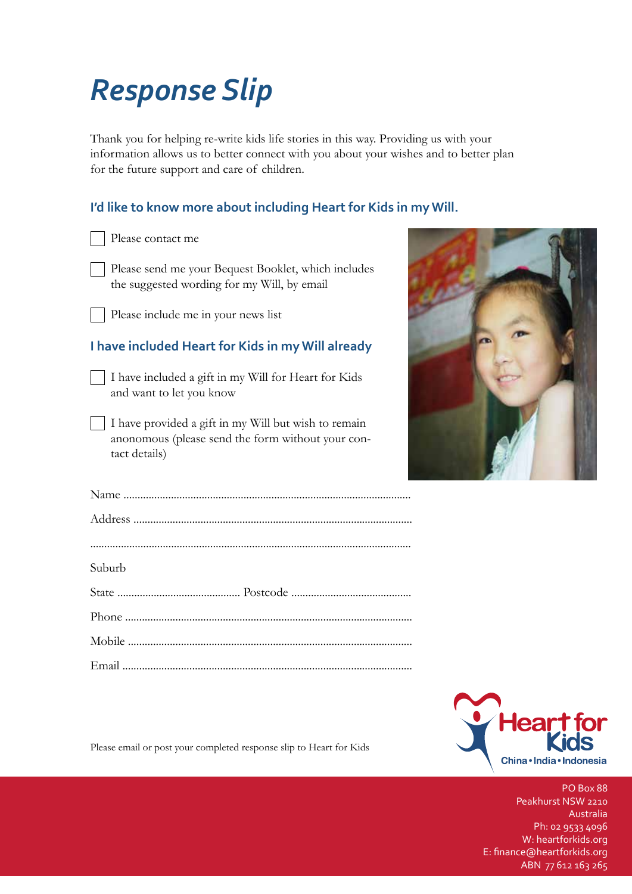# *Response Slip*

Thank you for helping re-write kids life stories in this way. Providing us with your information allows us to better connect with you about your wishes and to better plan for the future support and care of children.

### I'd like to know more about including Heart for Kids in my Will.

- [ ] Please contact me
- [ ] Please send me your Bequest Booklet, which includes the suggested wording for my Will, by email
- [ ] Please include me in your news list

### I have included Heart for Kids in my Will already

- [ ] I have included a gift in my Will for Heart for Kids and want to let you know
- [ ] I have provided a gift in my Will but wish to remain anonomous (please send the form without your contact details)

Name ......................................................................................................

Address ...................................................................................................

...............................................................................................................

Suburb

State ............................................ Postcode ...........................................

Phone ......................................................................................................

Mobile .....................................................................................................

Email .......................................................................................................

Please email or post your completed response slip to Heart for Kids

Heart for Kids
China • India • Indonesia

PO Box 88
Peakhurst NSW 2210
Australia
Ph: 02 9533 4096
W: heartforkids.org
E: finance@heartforkids.org
ABN 77 612 163 265